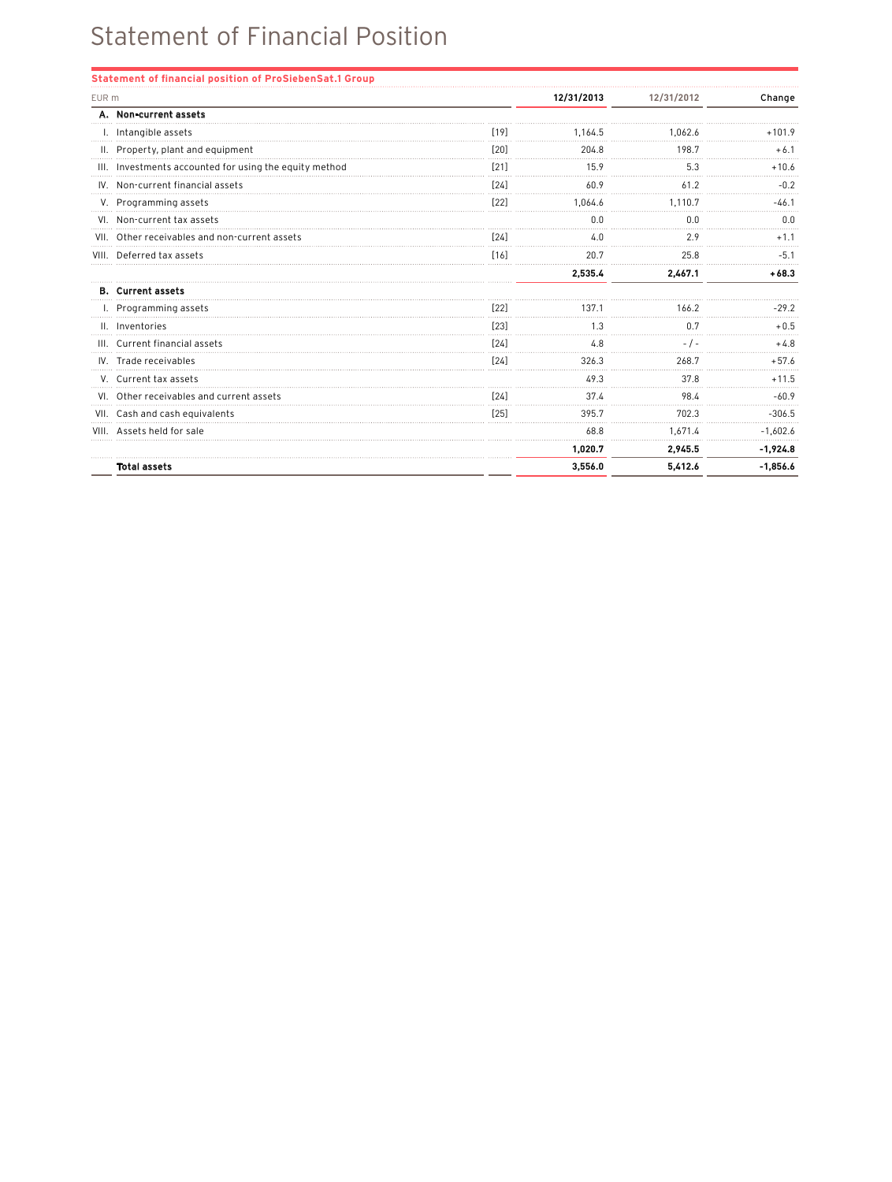# Statement of Financial Position

**Statement of financial position of ProSiebenSat.1 Group**

| EUR m | | | 12/31/2013 | 12/31/2012 | Change |
|---|---|---|---|---|---|
| **A.** | **Non-current assets** | | | | |
| I. | Intangible assets | [19] | 1,164.5 | 1,062.6 | +101.9 |
| II. | Property, plant and equipment | [20] | 204.8 | 198.7 | +6.1 |
| III. | Investments accounted for using the equity method | [21] | 15.9 | 5.3 | +10.6 |
| IV. | Non-current financial assets | [24] | 60.9 | 61.2 | -0.2 |
| V. | Programming assets | [22] | 1,064.6 | 1,110.7 | -46.1 |
| VI. | Non-current tax assets | | 0.0 | 0.0 | 0.0 |
| VII. | Other receivables and non-current assets | [24] | 4.0 | 2.9 | +1.1 |
| VIII. | Deferred tax assets | [16] | 20.7 | 25.8 | -5.1 |
| | | | **2,535.4** | **2,467.1** | **+68.3** |
| **B.** | **Current assets** | | | | |
| I. | Programming assets | [22] | 137.1 | 166.2 | -29.2 |
| II. | Inventories | [23] | 1.3 | 0.7 | +0.5 |
| III. | Current financial assets | [24] | 4.8 | - / - | +4.8 |
| IV. | Trade receivables | [24] | 326.3 | 268.7 | +57.6 |
| V. | Current tax assets | | 49.3 | 37.8 | +11.5 |
| VI. | Other receivables and current assets | [24] | 37.4 | 98.4 | -60.9 |
| VII. | Cash and cash equivalents | [25] | 395.7 | 702.3 | -306.5 |
| VIII. | Assets held for sale | | 68.8 | 1,671.4 | -1,602.6 |
| | | | **1,020.7** | **2,945.5** | **-1,924.8** |
| | **Total assets** | | **3,556.0** | **5,412.6** | **-1,856.6** |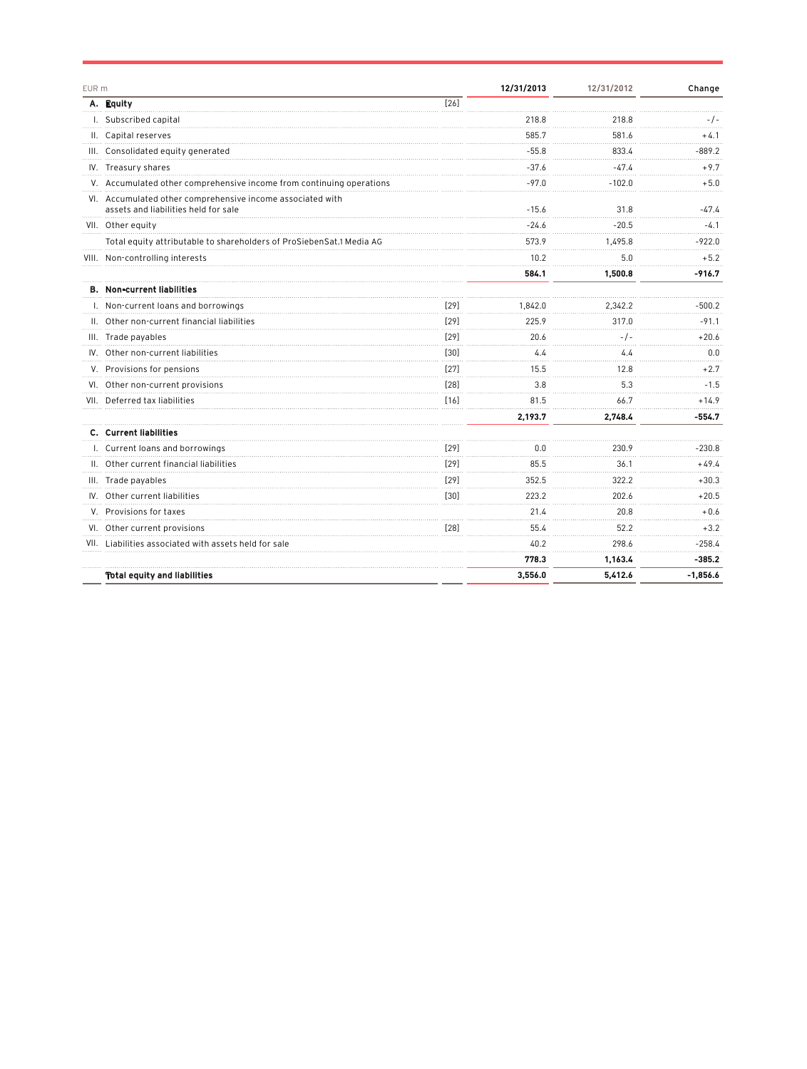| EUR m | | | 12/31/2013 | 12/31/2012 | Change |
|---|---|---|---|---|---|
| **A.** | **Equity** | [26] | | | |
| I. | Subscribed capital | | 218.8 | 218.8 | -/- |
| II. | Capital reserves | | 585.7 | 581.6 | +4.1 |
| III. | Consolidated equity generated | | -55.8 | 833.4 | -889.2 |
| IV. | Treasury shares | | -37.6 | -47.4 | +9.7 |
| V. | Accumulated other comprehensive income from continuing operations | | -97.0 | -102.0 | +5.0 |
| VI. | Accumulated other comprehensive income associated with assets and liabilities held for sale | | -15.6 | 31.8 | -47.4 |
| VII. | Other equity | | -24.6 | -20.5 | -4.1 |
| | Total equity attributable to shareholders of ProSiebenSat.1 Media AG | | 573.9 | 1,495.8 | -922.0 |
| VIII. | Non-controlling interests | | 10.2 | 5.0 | +5.2 |
| | | | **584.1** | **1,500.8** | **-916.7** |
| **B.** | **Non-current liabilities** | | | | |
| I. | Non-current loans and borrowings | [29] | 1,842.0 | 2,342.2 | -500.2 |
| II. | Other non-current financial liabilities | [29] | 225.9 | 317.0 | -91.1 |
| III. | Trade payables | [29] | 20.6 | -/- | +20.6 |
| IV. | Other non-current liabilities | [30] | 4.4 | 4.4 | 0.0 |
| V. | Provisions for pensions | [27] | 15.5 | 12.8 | +2.7 |
| VI. | Other non-current provisions | [28] | 3.8 | 5.3 | -1.5 |
| VII. | Deferred tax liabilities | [16] | 81.5 | 66.7 | +14.9 |
| | | | **2,193.7** | **2,748.4** | **-554.7** |
| **C.** | **Current liabilities** | | | | |
| I. | Current loans and borrowings | [29] | 0.0 | 230.9 | -230.8 |
| II. | Other current financial liabilities | [29] | 85.5 | 36.1 | +49.4 |
| III. | Trade payables | [29] | 352.5 | 322.2 | +30.3 |
| IV. | Other current liabilities | [30] | 223.2 | 202.6 | +20.5 |
| V. | Provisions for taxes | | 21.4 | 20.8 | +0.6 |
| VI. | Other current provisions | [28] | 55.4 | 52.2 | +3.2 |
| VII. | Liabilities associated with assets held for sale | | 40.2 | 298.6 | -258.4 |
| | | | **778.3** | **1,163.4** | **-385.2** |
| | **Total equity and liabilities** | | **3,556.0** | **5,412.6** | **-1,856.6** |